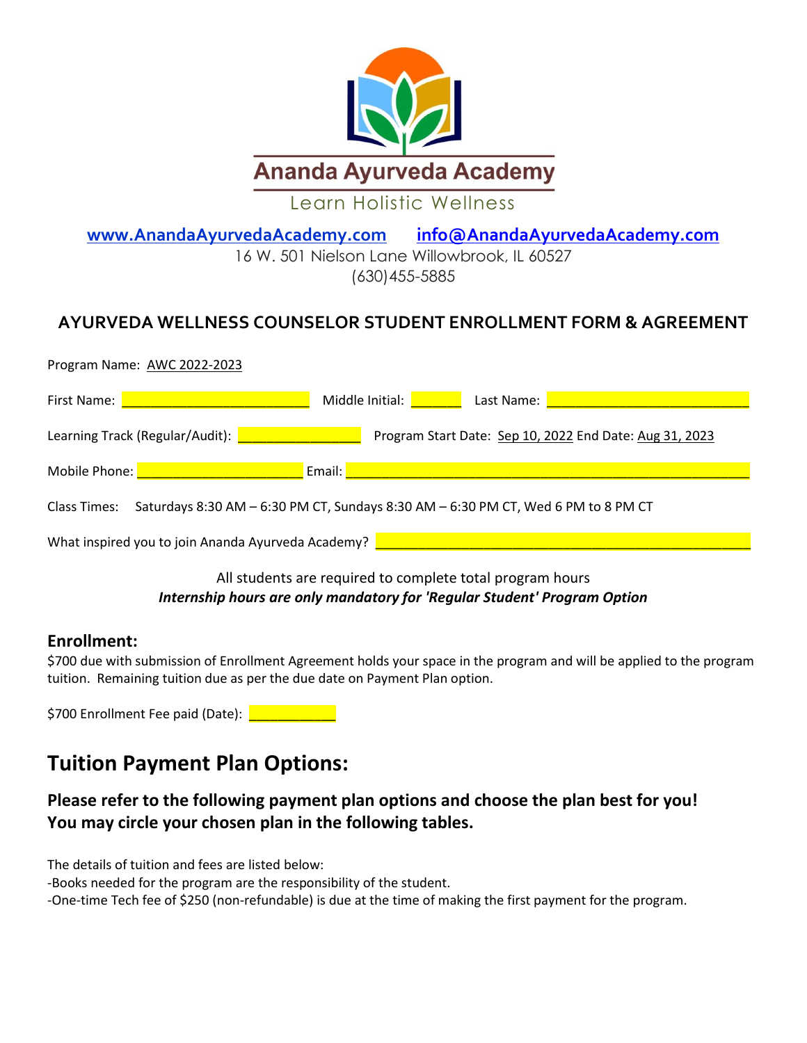# Ananda Ayurveda Academy

Learn Holistic Wellness

www.AnandaAyurvedaAcademy.com info@AnandaAyurvedaAcademy.com

16 W. 501 Nielson Lane Willowbrook, IL 60527

(630)455-5885

## AYURVEDA WELLNESS COUNSELOR STUDENT ENROLLMENT FORM & AGREEMENT

Program Name: AWC 2022-2023

First Name: __________________________ Middle Initial: ______ Last Name: ____________________________

Learning Track (Regular/Audit): ________________ Program Start Date: Sep 10, 2022 End Date: Aug 31, 2023

Mobile Phone: _______________________ Email: ________________________________________________________

Class Times: Saturdays 8:30 AM – 6:30 PM CT, Sundays 8:30 AM – 6:30 PM CT, Wed 6 PM to 8 PM CT

What inspired you to join Ananda Ayurveda Academy? ____________________________________________________

All students are required to complete total program hours

***Internship hours are only mandatory for 'Regular Student' Program Option***

### Enrollment:

$700 due with submission of Enrollment Agreement holds your space in the program and will be applied to the program tuition. Remaining tuition due as per the due date on Payment Plan option.

$700 Enrollment Fee paid (Date): ____________

## Tuition Payment Plan Options:

### Please refer to the following payment plan options and choose the plan best for you! You may circle your chosen plan in the following tables.

The details of tuition and fees are listed below:

-Books needed for the program are the responsibility of the student.

-One-time Tech fee of $250 (non-refundable) is due at the time of making the first payment for the program.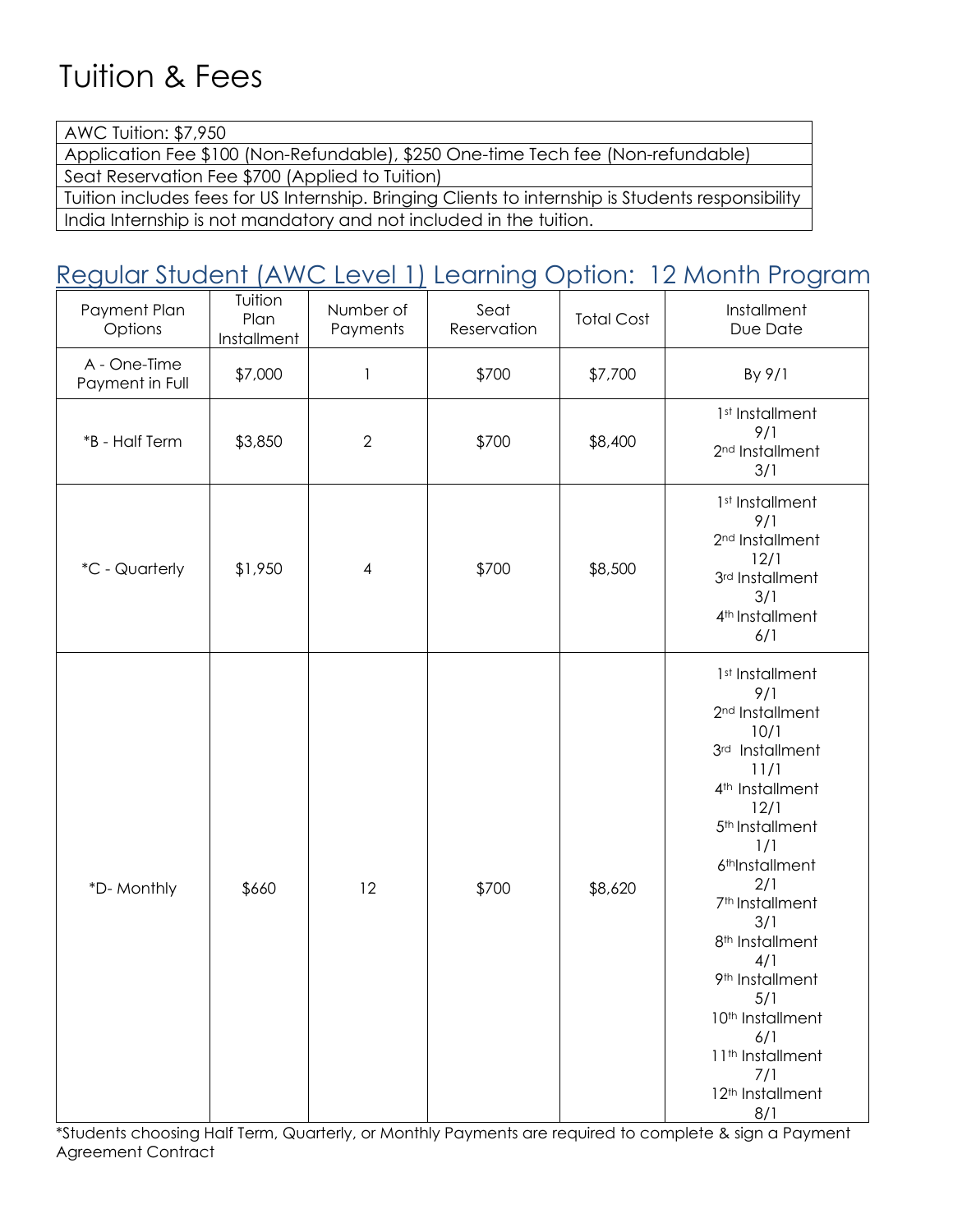# Tuition & Fees

| AWC Tuition: $7,950 |
|---|
| Application Fee $100 (Non-Refundable), $250 One-time Tech fee (Non-refundable) |
| Seat Reservation Fee $700 (Applied to Tuition) |
| Tuition includes fees for US Internship. Bringing Clients to internship is Students responsibility |
| India Internship is not mandatory and not included in the tuition. |

## Regular Student (AWC Level 1) Learning Option: 12 Month Program

| Payment Plan Options | Tuition Plan Installment | Number of Payments | Seat Reservation | Total Cost | Installment Due Date |
|---|---|---|---|---|---|
| A - One-Time Payment in Full | $7,000 | 1 | $700 | $7,700 | By 9/1 |
| *B - Half Term | $3,850 | 2 | $700 | $8,400 | 1st Installment 9/1<br>2nd Installment 3/1 |
| *C - Quarterly | $1,950 | 4 | $700 | $8,500 | 1st Installment 9/1<br>2nd Installment 12/1<br>3rd Installment 3/1<br>4th Installment 6/1 |
| *D- Monthly | $660 | 12 | $700 | $8,620 | 1st Installment 9/1<br>2nd Installment 10/1<br>3rd Installment 11/1<br>4th Installment 12/1<br>5th Installment 1/1<br>6th Installment 2/1<br>7th Installment 3/1<br>8th Installment 4/1<br>9th Installment 5/1<br>10th Installment 6/1<br>11th Installment 7/1<br>12th Installment 8/1 |

*Students choosing Half Term, Quarterly, or Monthly Payments are required to complete & sign a Payment Agreement Contract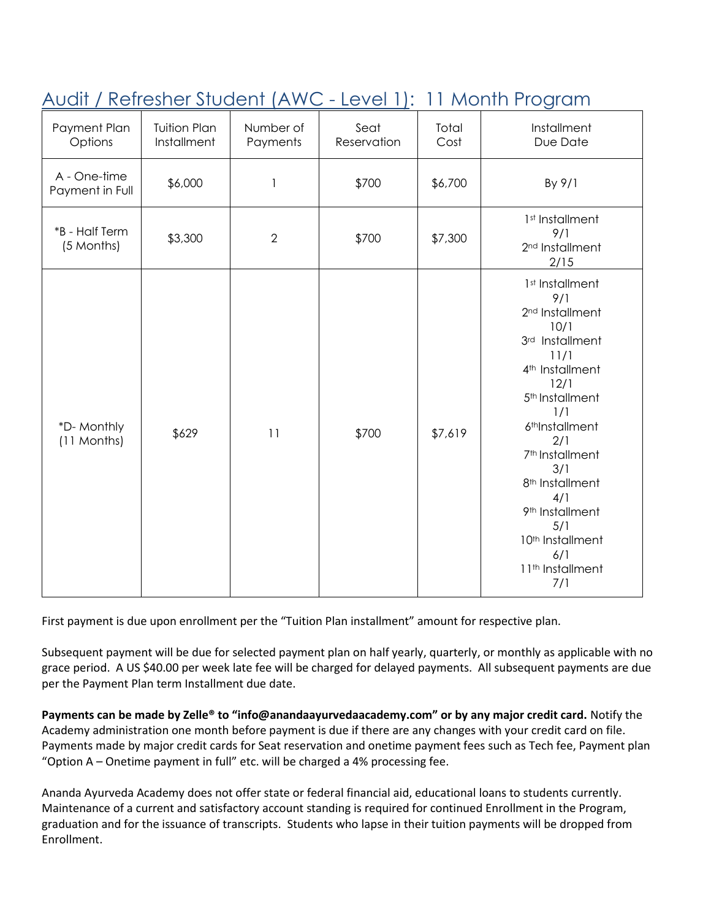## Audit / Refresher Student (AWC - Level 1): 11 Month Program

| Payment Plan Options | Tuition Plan Installment | Number of Payments | Seat Reservation | Total Cost | Installment Due Date |
|---|---|---|---|---|---|
| A - One-time Payment in Full | $6,000 | 1 | $700 | $6,700 | By 9/1 |
| *B - Half Term (5 Months) | $3,300 | 2 | $700 | $7,300 | 1st Installment 9/1<br>2nd Installment 2/15 |
| *D- Monthly (11 Months) | $629 | 11 | $700 | $7,619 | 1st Installment 9/1<br>2nd Installment 10/1<br>3rd Installment 11/1<br>4th Installment 12/1<br>5th Installment 1/1<br>6th Installment 2/1<br>7th Installment 3/1<br>8th Installment 4/1<br>9th Installment 5/1<br>10th Installment 6/1<br>11th Installment 7/1 |

First payment is due upon enrollment per the "Tuition Plan installment" amount for respective plan.

Subsequent payment will be due for selected payment plan on half yearly, quarterly, or monthly as applicable with no grace period. A US $40.00 per week late fee will be charged for delayed payments. All subsequent payments are due per the Payment Plan term Installment due date.

**Payments can be made by Zelle® to "info@anandaayurvedaacademy.com" or by any major credit card.** Notify the Academy administration one month before payment is due if there are any changes with your credit card on file. Payments made by major credit cards for Seat reservation and onetime payment fees such as Tech fee, Payment plan "Option A – Onetime payment in full" etc. will be charged a 4% processing fee.

Ananda Ayurveda Academy does not offer state or federal financial aid, educational loans to students currently. Maintenance of a current and satisfactory account standing is required for continued Enrollment in the Program, graduation and for the issuance of transcripts. Students who lapse in their tuition payments will be dropped from Enrollment.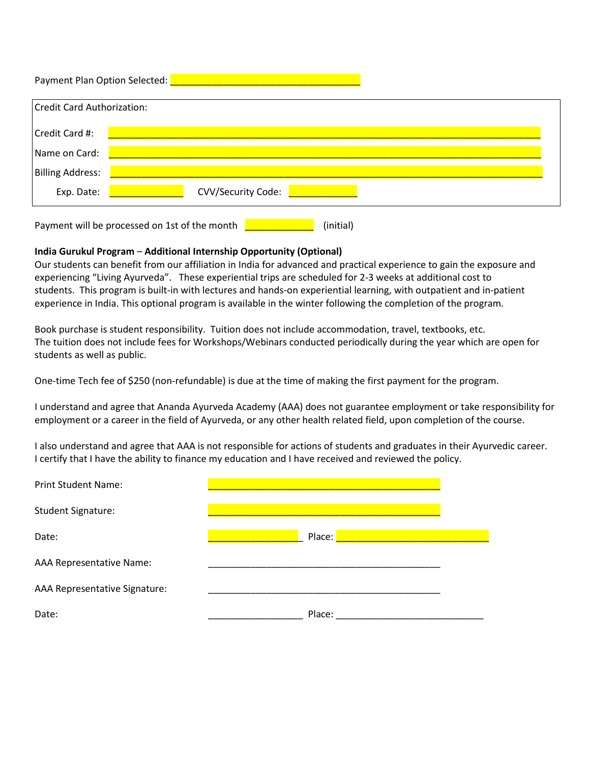Payment Plan Option Selected: ___________________________________

| Credit Card Authorization: | | | |
|---|---|---|---|
| Credit Card #: | ___________________________________________________________ | | |
| Name on Card: | ___________________________________________________________ | | |
| Billing Address: | ___________________________________________________________ | | |
| Exp. Date: | _____________ | CVV/Security Code: | ____________ |

Payment will be processed on 1st of the month ____________ (initial)

**India Gurukul Program – Additional Internship Opportunity (Optional)**
Our students can benefit from our affiliation in India for advanced and practical experience to gain the exposure and experiencing "Living Ayurveda". These experiential trips are scheduled for 2-3 weeks at additional cost to students. This program is built-in with lectures and hands-on experiential learning, with outpatient and in-patient experience in India. This optional program is available in the winter following the completion of the program.

Book purchase is student responsibility. Tuition does not include accommodation, travel, textbooks, etc.
The tuition does not include fees for Workshops/Webinars conducted periodically during the year which are open for students as well as public.

One-time Tech fee of $250 (non-refundable) is due at the time of making the first payment for the program.

I understand and agree that Ananda Ayurveda Academy (AAA) does not guarantee employment or take responsibility for employment or a career in the field of Ayurveda, or any other health related field, upon completion of the course.

I also understand and agree that AAA is not responsible for actions of students and graduates in their Ayurvedic career. I certify that I have the ability to finance my education and I have received and reviewed the policy.

Print Student Name: ________________________________________

Student Signature: ________________________________________

Date: _________________ Place: ___________________________

AAA Representative Name: ________________________________________

AAA Representative Signature: ________________________________________

Date: _________________ Place: ___________________________